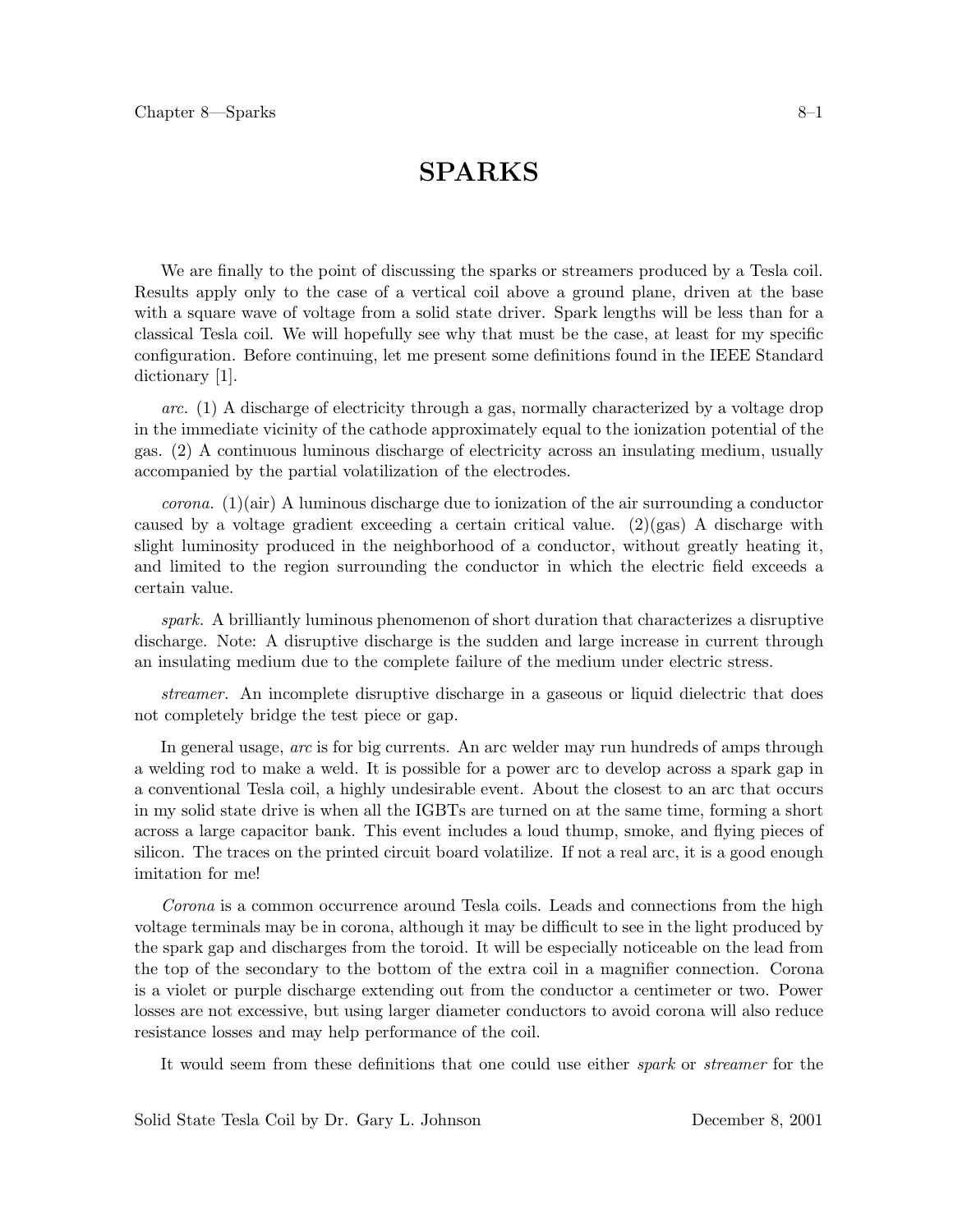# SPARKS

We are finally to the point of discussing the sparks or streamers produced by a Tesla coil. Results apply only to the case of a vertical coil above a ground plane, driven at the base with a square wave of voltage from a solid state driver. Spark lengths will be less than for a classical Tesla coil. We will hopefully see why that must be the case, at least for my specific configuration. Before continuing, let me present some definitions found in the IEEE Standard dictionary [1].

*arc.* (1) A discharge of electricity through a gas, normally characterized by a voltage drop in the immediate vicinity of the cathode approximately equal to the ionization potential of the gas. (2) A continuous luminous discharge of electricity across an insulating medium, usually accompanied by the partial volatilization of the electrodes.

*corona.* (1)(air) A luminous discharge due to ionization of the air surrounding a conductor caused by a voltage gradient exceeding a certain critical value. (2)(gas) A discharge with slight luminosity produced in the neighborhood of a conductor, without greatly heating it, and limited to the region surrounding the conductor in which the electric field exceeds a certain value.

*spark.* A brilliantly luminous phenomenon of short duration that characterizes a disruptive discharge. Note: A disruptive discharge is the sudden and large increase in current through an insulating medium due to the complete failure of the medium under electric stress.

*streamer.* An incomplete disruptive discharge in a gaseous or liquid dielectric that does not completely bridge the test piece or gap.

In general usage, *arc* is for big currents. An arc welder may run hundreds of amps through a welding rod to make a weld. It is possible for a power arc to develop across a spark gap in a conventional Tesla coil, a highly undesirable event. About the closest to an arc that occurs in my solid state drive is when all the IGBTs are turned on at the same time, forming a short across a large capacitor bank. This event includes a loud thump, smoke, and flying pieces of silicon. The traces on the printed circuit board volatilize. If not a real arc, it is a good enough imitation for me!

*Corona* is a common occurrence around Tesla coils. Leads and connections from the high voltage terminals may be in corona, although it may be difficult to see in the light produced by the spark gap and discharges from the toroid. It will be especially noticeable on the lead from the top of the secondary to the bottom of the extra coil in a magnifier connection. Corona is a violet or purple discharge extending out from the conductor a centimeter or two. Power losses are not excessive, but using larger diameter conductors to avoid corona will also reduce resistance losses and may help performance of the coil.

It would seem from these definitions that one could use either *spark* or *streamer* for the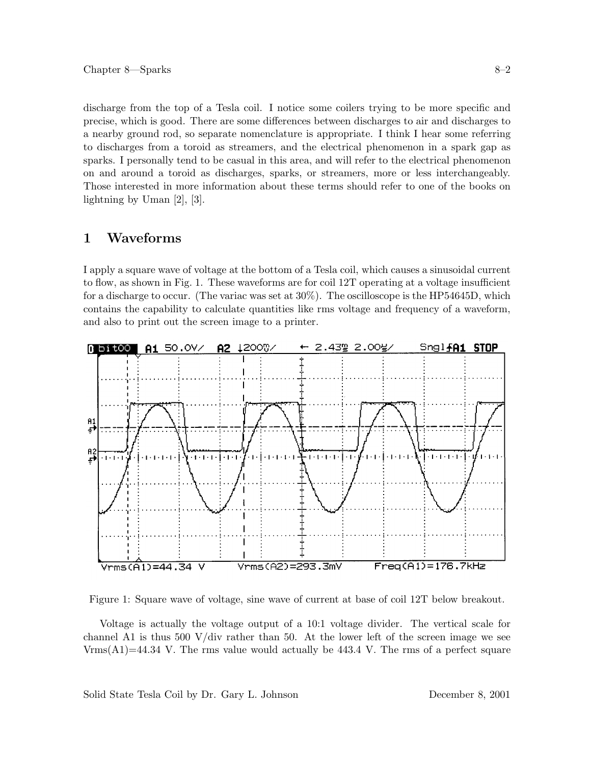discharge from the top of a Tesla coil. I notice some coilers trying to be more specific and precise, which is good. There are some differences between discharges to air and discharges to a nearby ground rod, so separate nomenclature is appropriate. I think I hear some referring to discharges from a toroid as streamers, and the electrical phenomenon in a spark gap as sparks. I personally tend to be casual in this area, and will refer to the electrical phenomenon on and around a toroid as discharges, sparks, or streamers, more or less interchangeably. Those interested in more information about these terms should refer to one of the books on lightning by Uman [2], [3].

## 1 Waveforms

I apply a square wave of voltage at the bottom of a Tesla coil, which causes a sinusoidal current to flow, as shown in Fig. 1. These waveforms are for coil 12T operating at a voltage insufficient for a discharge to occur. (The variac was set at 30%). The oscilloscope is the HP54645D, which contains the capability to calculate quantities like rms voltage and frequency of a waveform, and also to print out the screen image to a printer.

Figure 1: Square wave of voltage, sine wave of current at base of coil 12T below breakout.

Voltage is actually the voltage output of a 10:1 voltage divider. The vertical scale for channel A1 is thus 500 V/div rather than 50. At the lower left of the screen image we see Vrms(A1)=44.34 V. The rms value would actually be 443.4 V. The rms of a perfect square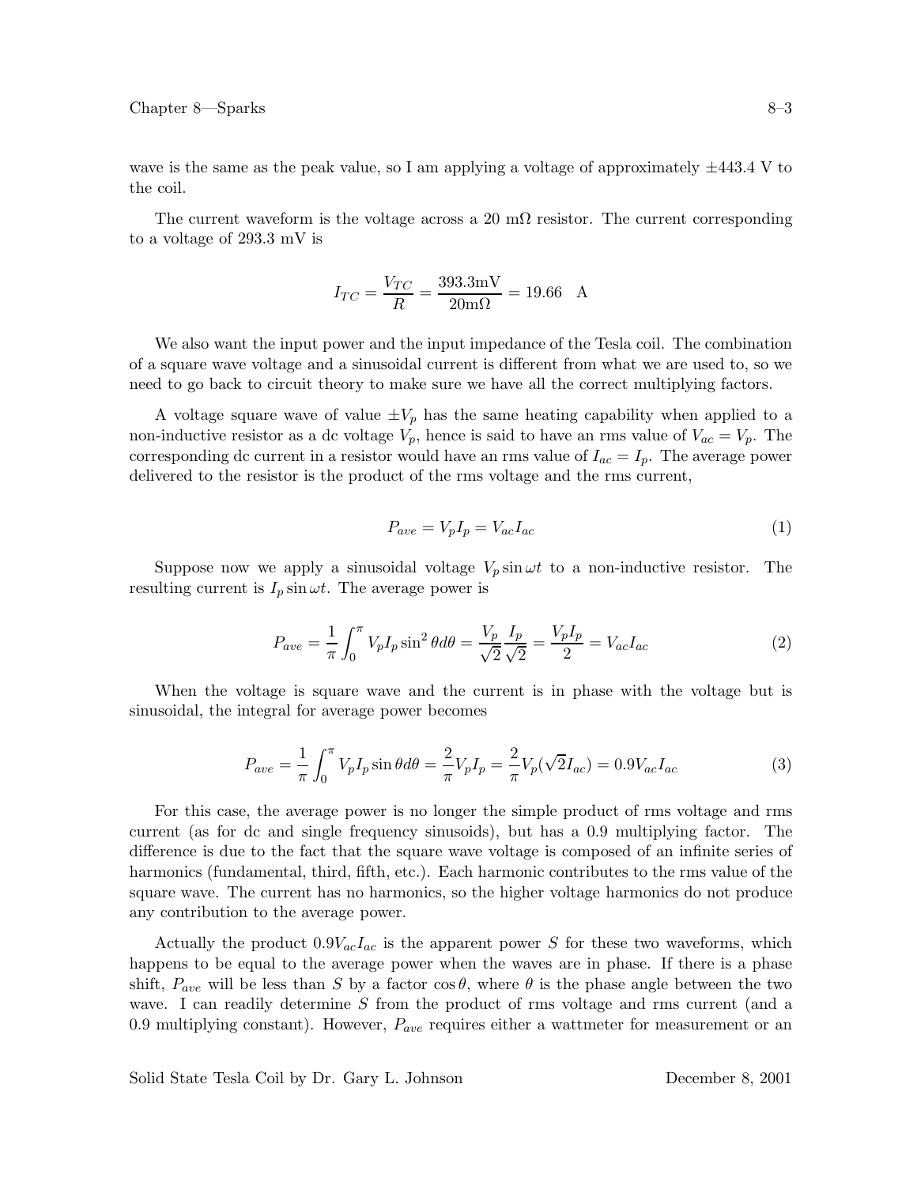wave is the same as the peak value, so I am applying a voltage of approximately ±443.4 V to the coil.

The current waveform is the voltage across a 20 mΩ resistor. The current corresponding to a voltage of 293.3 mV is

$$I_{TC} = \frac{V_{TC}}{R} = \frac{393.3\text{mV}}{20\text{m}\Omega} = 19.66 \quad \text{A}$$

We also want the input power and the input impedance of the Tesla coil. The combination of a square wave voltage and a sinusoidal current is different from what we are used to, so we need to go back to circuit theory to make sure we have all the correct multiplying factors.

A voltage square wave of value $\pm V_p$ has the same heating capability when applied to a non-inductive resistor as a dc voltage $V_p$, hence is said to have an rms value of $V_{ac} = V_p$. The corresponding dc current in a resistor would have an rms value of $I_{ac} = I_p$. The average power delivered to the resistor is the product of the rms voltage and the rms current,

$$P_{ave} = V_p I_p = V_{ac} I_{ac} \tag{1}$$

Suppose now we apply a sinusoidal voltage $V_p \sin \omega t$ to a non-inductive resistor. The resulting current is $I_p \sin \omega t$. The average power is

$$P_{ave} = \frac{1}{\pi} \int_0^{\pi} V_p I_p \sin^2 \theta d\theta = \frac{V_p}{\sqrt{2}} \frac{I_p}{\sqrt{2}} = \frac{V_p I_p}{2} = V_{ac} I_{ac} \tag{2}$$

When the voltage is square wave and the current is in phase with the voltage but is sinusoidal, the integral for average power becomes

$$P_{ave} = \frac{1}{\pi} \int_0^{\pi} V_p I_p \sin \theta d\theta = \frac{2}{\pi} V_p I_p = \frac{2}{\pi} V_p (\sqrt{2} I_{ac}) = 0.9 V_{ac} I_{ac} \tag{3}$$

For this case, the average power is no longer the simple product of rms voltage and rms current (as for dc and single frequency sinusoids), but has a 0.9 multiplying factor. The difference is due to the fact that the square wave voltage is composed of an infinite series of harmonics (fundamental, third, fifth, etc.). Each harmonic contributes to the rms value of the square wave. The current has no harmonics, so the higher voltage harmonics do not produce any contribution to the average power.

Actually the product $0.9 V_{ac} I_{ac}$ is the apparent power $S$ for these two waveforms, which happens to be equal to the average power when the waves are in phase. If there is a phase shift, $P_{ave}$ will be less than $S$ by a factor $\cos \theta$, where $\theta$ is the phase angle between the two wave. I can readily determine $S$ from the product of rms voltage and rms current (and a 0.9 multiplying constant). However, $P_{ave}$ requires either a wattmeter for measurement or an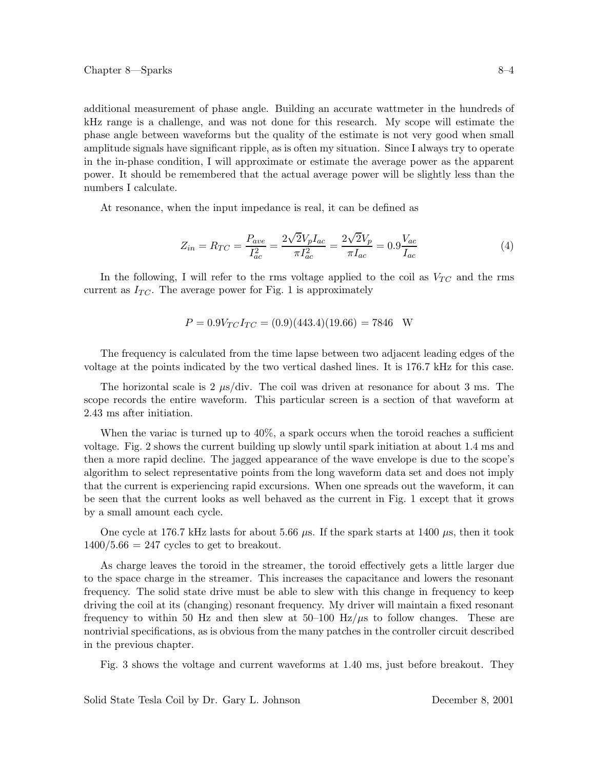additional measurement of phase angle. Building an accurate wattmeter in the hundreds of kHz range is a challenge, and was not done for this research. My scope will estimate the phase angle between waveforms but the quality of the estimate is not very good when small amplitude signals have significant ripple, as is often my situation. Since I always try to operate in the in-phase condition, I will approximate or estimate the average power as the apparent power. It should be remembered that the actual average power will be slightly less than the numbers I calculate.

At resonance, when the input impedance is real, it can be defined as

$$Z_{in} = R_{TC} = \frac{P_{ave}}{I_{ac}^2} = \frac{2\sqrt{2}V_p I_{ac}}{\pi I_{ac}^2} = \frac{2\sqrt{2}V_p}{\pi I_{ac}} = 0.9\frac{V_{ac}}{I_{ac}} \tag{4}$$

In the following, I will refer to the rms voltage applied to the coil as $V_{TC}$ and the rms current as $I_{TC}$. The average power for Fig. 1 is approximately

$$P = 0.9V_{TC}I_{TC} = (0.9)(443.4)(19.66) = 7846 \quad \text{W}$$

The frequency is calculated from the time lapse between two adjacent leading edges of the voltage at the points indicated by the two vertical dashed lines. It is 176.7 kHz for this case.

The horizontal scale is 2 $\mu$s/div. The coil was driven at resonance for about 3 ms. The scope records the entire waveform. This particular screen is a section of that waveform at 2.43 ms after initiation.

When the variac is turned up to 40%, a spark occurs when the toroid reaches a sufficient voltage. Fig. 2 shows the current building up slowly until spark initiation at about 1.4 ms and then a more rapid decline. The jagged appearance of the wave envelope is due to the scope's algorithm to select representative points from the long waveform data set and does not imply that the current is experiencing rapid excursions. When one spreads out the waveform, it can be seen that the current looks as well behaved as the current in Fig. 1 except that it grows by a small amount each cycle.

One cycle at 176.7 kHz lasts for about 5.66 $\mu$s. If the spark starts at 1400 $\mu$s, then it took $1400/5.66 = 247$ cycles to get to breakout.

As charge leaves the toroid in the streamer, the toroid effectively gets a little larger due to the space charge in the streamer. This increases the capacitance and lowers the resonant frequency. The solid state drive must be able to slew with this change in frequency to keep driving the coil at its (changing) resonant frequency. My driver will maintain a fixed resonant frequency to within 50 Hz and then slew at 50–100 Hz/$\mu$s to follow changes. These are nontrivial specifications, as is obvious from the many patches in the controller circuit described in the previous chapter.

Fig. 3 shows the voltage and current waveforms at 1.40 ms, just before breakout. They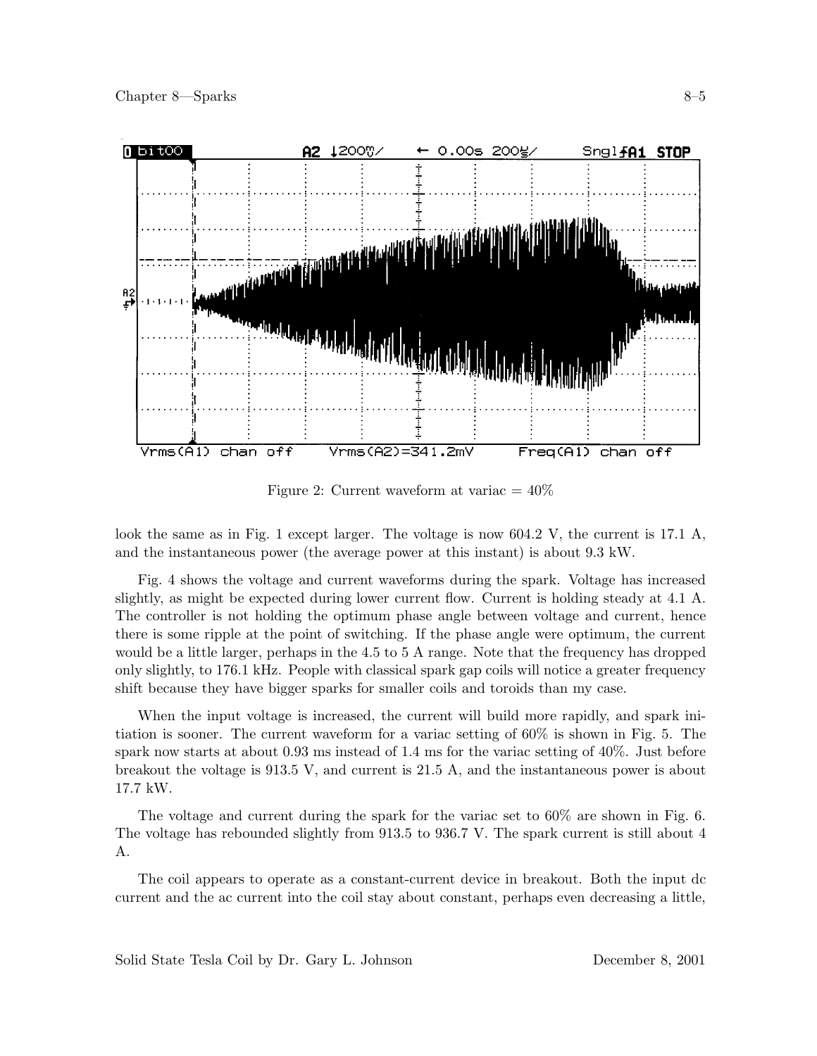Figure 2: Current waveform at variac = 40%

look the same as in Fig. 1 except larger. The voltage is now 604.2 V, the current is 17.1 A, and the instantaneous power (the average power at this instant) is about 9.3 kW.

Fig. 4 shows the voltage and current waveforms during the spark. Voltage has increased slightly, as might be expected during lower current flow. Current is holding steady at 4.1 A. The controller is not holding the optimum phase angle between voltage and current, hence there is some ripple at the point of switching. If the phase angle were optimum, the current would be a little larger, perhaps in the 4.5 to 5 A range. Note that the frequency has dropped only slightly, to 176.1 kHz. People with classical spark gap coils will notice a greater frequency shift because they have bigger sparks for smaller coils and toroids than my case.

When the input voltage is increased, the current will build more rapidly, and spark initiation is sooner. The current waveform for a variac setting of 60% is shown in Fig. 5. The spark now starts at about 0.93 ms instead of 1.4 ms for the variac setting of 40%. Just before breakout the voltage is 913.5 V, and current is 21.5 A, and the instantaneous power is about 17.7 kW.

The voltage and current during the spark for the variac set to 60% are shown in Fig. 6. The voltage has rebounded slightly from 913.5 to 936.7 V. The spark current is still about 4 A.

The coil appears to operate as a constant-current device in breakout. Both the input dc current and the ac current into the coil stay about constant, perhaps even decreasing a little,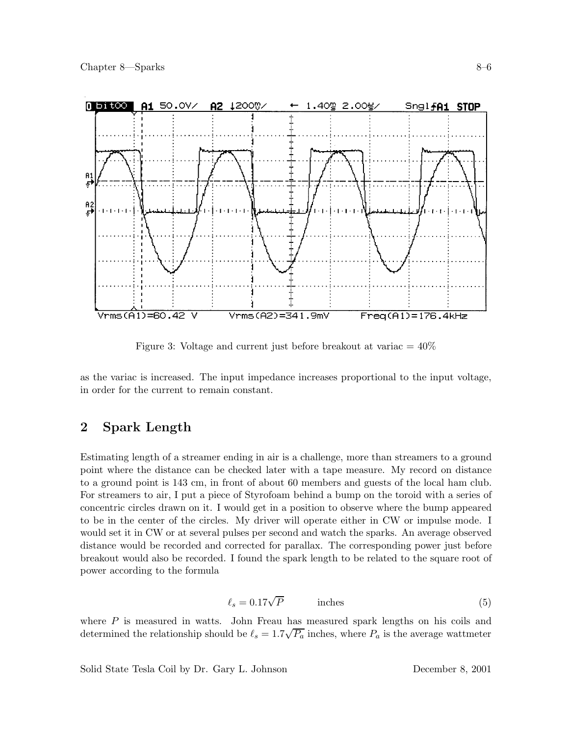Figure 3: Voltage and current just before breakout at variac = 40%

as the variac is increased. The input impedance increases proportional to the input voltage, in order for the current to remain constant.

## 2 Spark Length

Estimating length of a streamer ending in air is a challenge, more than streamers to a ground point where the distance can be checked later with a tape measure. My record on distance to a ground point is 143 cm, in front of about 60 members and guests of the local ham club. For streamers to air, I put a piece of Styrofoam behind a bump on the toroid with a series of concentric circles drawn on it. I would get in a position to observe where the bump appeared to be in the center of the circles. My driver will operate either in CW or impulse mode. I would set it in CW or at several pulses per second and watch the sparks. An average observed distance would be recorded and corrected for parallax. The corresponding power just before breakout would also be recorded. I found the spark length to be related to the square root of power according to the formula

$$\ell_s = 0.17\sqrt{P} \qquad \text{inches} \tag{5}$$

where $P$ is measured in watts. John Freau has measured spark lengths on his coils and determined the relationship should be $\ell_s = 1.7\sqrt{P_a}$ inches, where $P_a$ is the average wattmeter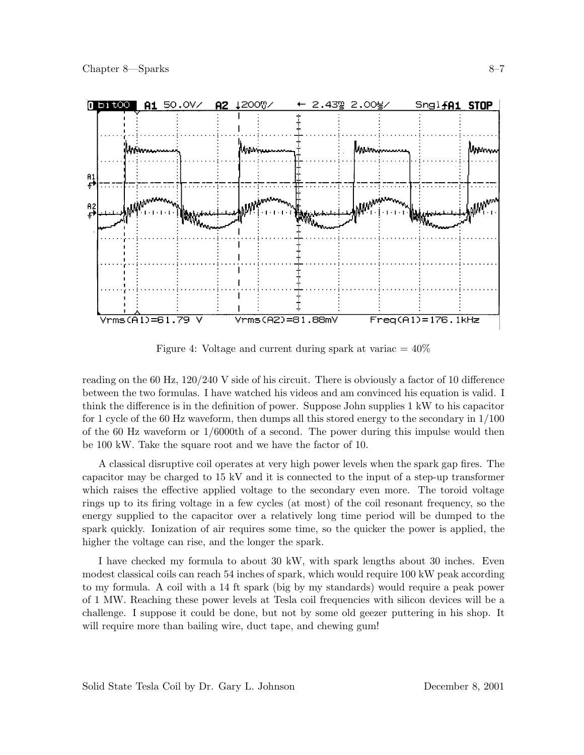Figure 4: Voltage and current during spark at variac = 40%

reading on the 60 Hz, 120/240 V side of his circuit. There is obviously a factor of 10 difference between the two formulas. I have watched his videos and am convinced his equation is valid. I think the difference is in the definition of power. Suppose John supplies 1 kW to his capacitor for 1 cycle of the 60 Hz waveform, then dumps all this stored energy to the secondary in 1/100 of the 60 Hz waveform or 1/6000th of a second. The power during this impulse would then be 100 kW. Take the square root and we have the factor of 10.

A classical disruptive coil operates at very high power levels when the spark gap fires. The capacitor may be charged to 15 kV and it is connected to the input of a step-up transformer which raises the effective applied voltage to the secondary even more. The toroid voltage rings up to its firing voltage in a few cycles (at most) of the coil resonant frequency, so the energy supplied to the capacitor over a relatively long time period will be dumped to the spark quickly. Ionization of air requires some time, so the quicker the power is applied, the higher the voltage can rise, and the longer the spark.

I have checked my formula to about 30 kW, with spark lengths about 30 inches. Even modest classical coils can reach 54 inches of spark, which would require 100 kW peak according to my formula. A coil with a 14 ft spark (big by my standards) would require a peak power of 1 MW. Reaching these power levels at Tesla coil frequencies with silicon devices will be a challenge. I suppose it could be done, but not by some old geezer puttering in his shop. It will require more than bailing wire, duct tape, and chewing gum!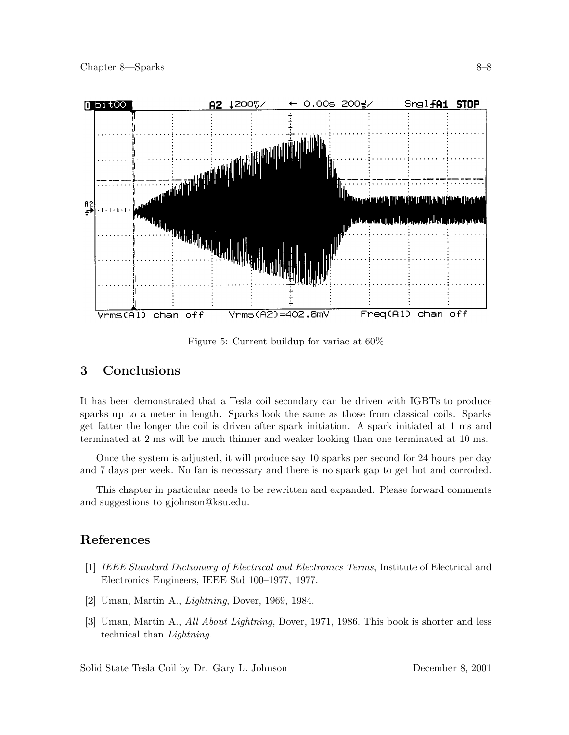Figure 5: Current buildup for variac at 60%

## 3 Conclusions

It has been demonstrated that a Tesla coil secondary can be driven with IGBTs to produce sparks up to a meter in length. Sparks look the same as those from classical coils. Sparks get fatter the longer the coil is driven after spark initiation. A spark initiated at 1 ms and terminated at 2 ms will be much thinner and weaker looking than one terminated at 10 ms.

Once the system is adjusted, it will produce say 10 sparks per second for 24 hours per day and 7 days per week. No fan is necessary and there is no spark gap to get hot and corroded.

This chapter in particular needs to be rewritten and expanded. Please forward comments and suggestions to gjohnson@ksu.edu.

## References

[1] *IEEE Standard Dictionary of Electrical and Electronics Terms*, Institute of Electrical and Electronics Engineers, IEEE Std 100–1977, 1977.

[2] Uman, Martin A., *Lightning*, Dover, 1969, 1984.

[3] Uman, Martin A., *All About Lightning*, Dover, 1971, 1986. This book is shorter and less technical than *Lightning*.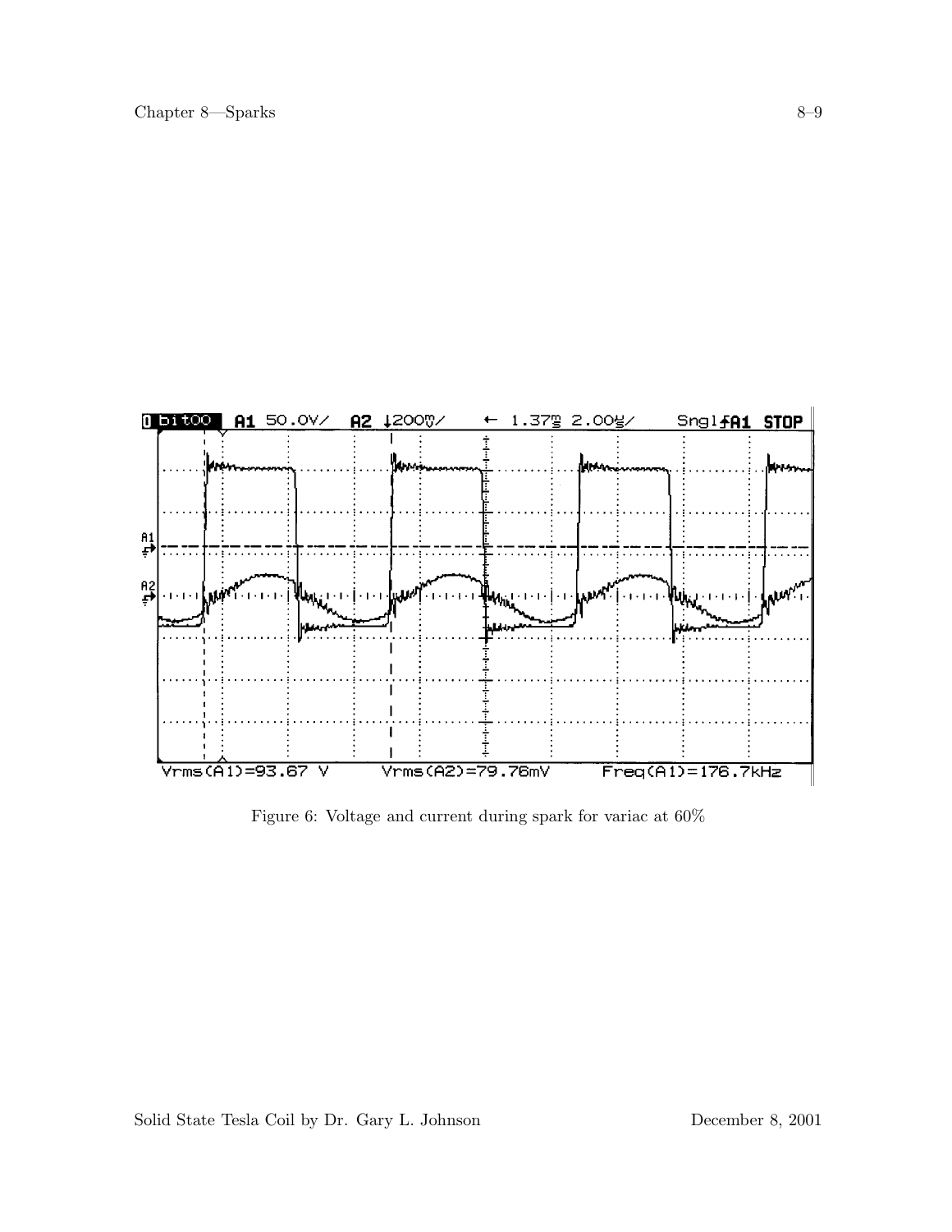0 bit00 A1 50.0V/ A2 ↓200mV/ ← 1.37ms 2.00us/ Sngl ƒA1 STOP

A1

A2

Vrms(A1)=93.67 V Vrms(A2)=79.76mV Freq(A1)=176.7kHz

Figure 6: Voltage and current during spark for variac at 60%